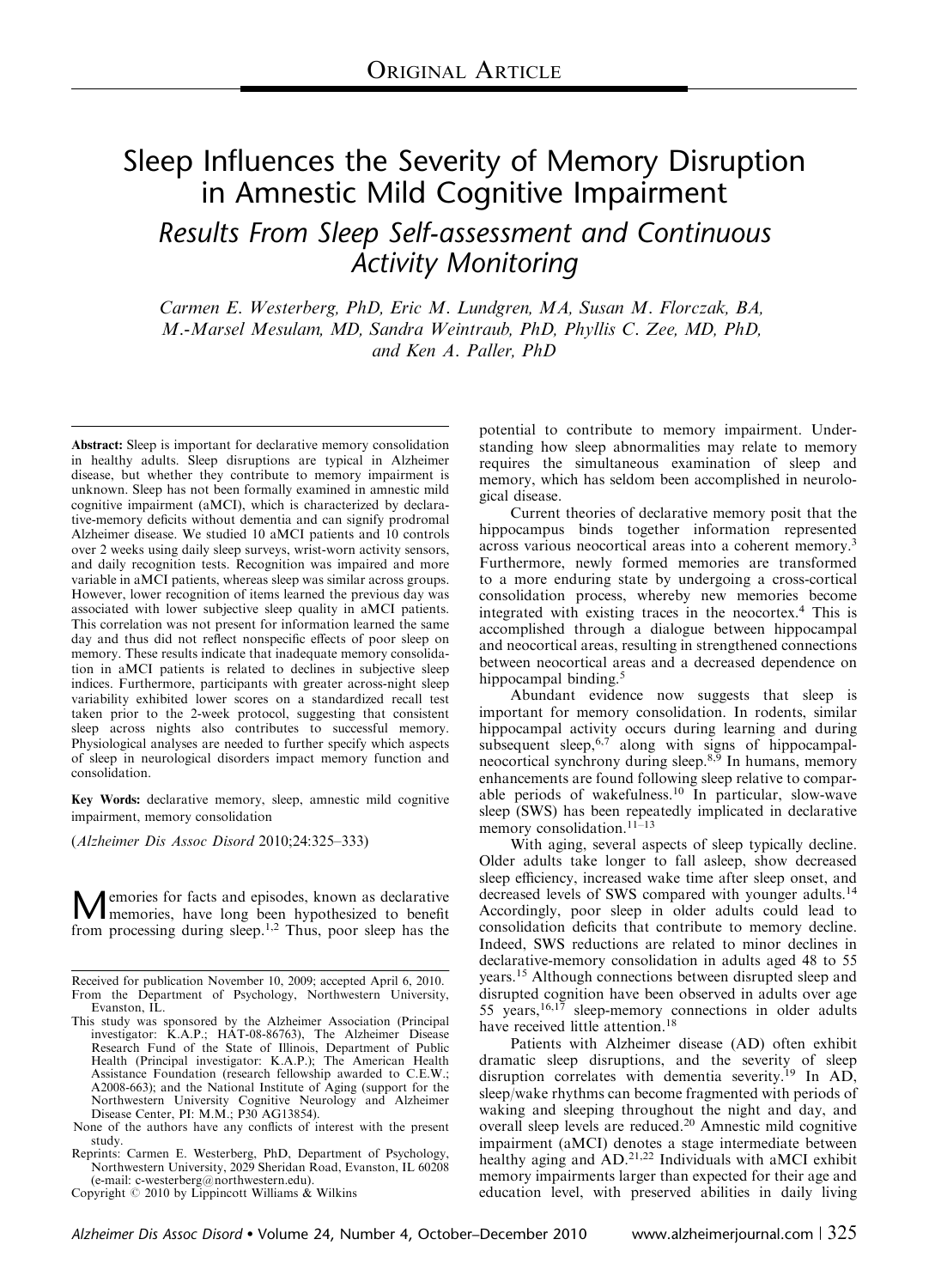ORIGINAL ARTICLE

# Sleep Influences the Severity of Memory Disruption in Amnestic Mild Cognitive Impairment

## *Results From Sleep Self-assessment and Continuous Activity Monitoring*

*Carmen E. Westerberg, PhD, Eric M. Lundgren, MA, Susan M. Florczak, BA, M.-Marsel Mesulam, MD, Sandra Weintraub, PhD, Phyllis C. Zee, MD, PhD, and Ken A. Paller, PhD*

**Abstract:** Sleep is important for declarative memory consolidation in healthy adults. Sleep disruptions are typical in Alzheimer disease, but whether they contribute to memory impairment is unknown. Sleep has not been formally examined in amnestic mild cognitive impairment (aMCI), which is characterized by declarative-memory deficits without dementia and can signify prodromal Alzheimer disease. We studied 10 aMCI patients and 10 controls over 2 weeks using daily sleep surveys, wrist-worn activity sensors, and daily recognition tests. Recognition was impaired and more variable in aMCI patients, whereas sleep was similar across groups. However, lower recognition of items learned the previous day was associated with lower subjective sleep quality in aMCI patients. This correlation was not present for information learned the same day and thus did not reflect nonspecific effects of poor sleep on memory. These results indicate that inadequate memory consolidation in aMCI patients is related to declines in subjective sleep indices. Furthermore, participants with greater across-night sleep variability exhibited lower scores on a standardized recall test taken prior to the 2-week protocol, suggesting that consistent sleep across nights also contributes to successful memory. Physiological analyses are needed to further specify which aspects of sleep in neurological disorders impact memory function and consolidation.

**Key Words:** declarative memory, sleep, amnestic mild cognitive impairment, memory consolidation

(*Alzheimer Dis Assoc Disord* 2010;24:325–333)

Received for publication November 10, 2009; accepted April 6, 2010.

From the Department of Psychology, Northwestern University, Evanston, IL.

This study was sponsored by the Alzheimer Association (Principal investigator: K.A.P.; HAT-08-86763), The Alzheimer Disease Research Fund of the State of Illinois, Department of Public Health (Principal investigator: K.A.P.); The American Health Assistance Foundation (research fellowship awarded to C.E.W.; A2008-663); and the National Institute of Aging (support for the Northwestern University Cognitive Neurology and Alzheimer Disease Center, PI: M.M.; P30 AG13854).

None of the authors have any conflicts of interest with the present study.

Reprints: Carmen E. Westerberg, PhD, Department of Psychology, Northwestern University, 2029 Sheridan Road, Evanston, IL 60208 (e-mail: c-westerberg@northwestern.edu).

Copyright © 2010 by Lippincott Williams & Wilkins

Memories for facts and episodes, known as declarative memories, have long been hypothesized to benefit from processing during sleep.[1,2] Thus, poor sleep has the potential to contribute to memory impairment. Understanding how sleep abnormalities may relate to memory requires the simultaneous examination of sleep and memory, which has seldom been accomplished in neurological disease.

Current theories of declarative memory posit that the hippocampus binds together information represented across various neocortical areas into a coherent memory.[3] Furthermore, newly formed memories are transformed to a more enduring state by undergoing a cross-cortical consolidation process, whereby new memories become integrated with existing traces in the neocortex.[4] This is accomplished through a dialogue between hippocampal and neocortical areas, resulting in strengthened connections between neocortical areas and a decreased dependence on hippocampal binding.[5]

Abundant evidence now suggests that sleep is important for memory consolidation. In rodents, similar hippocampal activity occurs during learning and during subsequent sleep,[6,7] along with signs of hippocampal-neocortical synchrony during sleep.[8,9] In humans, memory enhancements are found following sleep relative to comparable periods of wakefulness.[10] In particular, slow-wave sleep (SWS) has been repeatedly implicated in declarative memory consolidation.[11–13]

With aging, several aspects of sleep typically decline. Older adults take longer to fall asleep, show decreased sleep efficiency, increased wake time after sleep onset, and decreased levels of SWS compared with younger adults.[14] Accordingly, poor sleep in older adults could lead to consolidation deficits that contribute to memory decline. Indeed, SWS reductions are related to minor declines in declarative-memory consolidation in adults aged 48 to 55 years.[15] Although connections between disrupted sleep and disrupted cognition have been observed in adults over age 55 years,[16,17] sleep-memory connections in older adults have received little attention.[18]

Patients with Alzheimer disease (AD) often exhibit dramatic sleep disruptions, and the severity of sleep disruption correlates with dementia severity.[19] In AD, sleep/wake rhythms can become fragmented with periods of waking and sleeping throughout the night and day, and overall sleep levels are reduced.[20] Amnestic mild cognitive impairment (aMCI) denotes a stage intermediate between healthy aging and AD.[21,22] Individuals with aMCI exhibit memory impairments larger than expected for their age and education level, with preserved abilities in daily living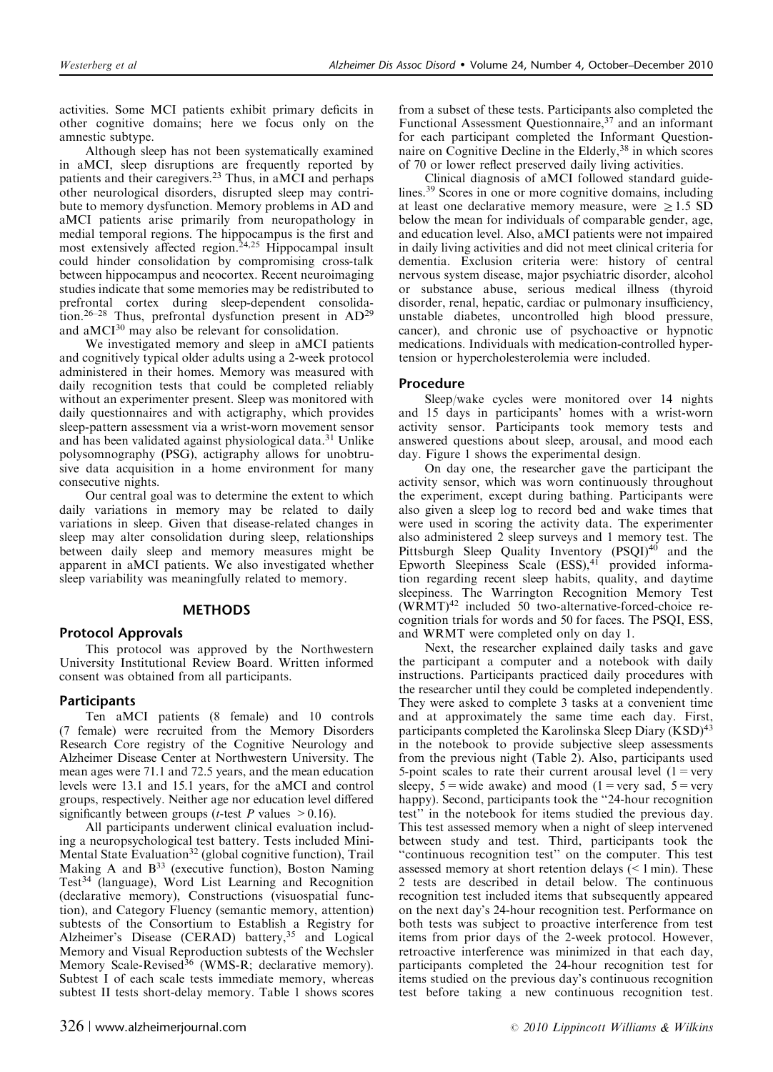activities. Some MCI patients exhibit primary deficits in other cognitive domains; here we focus only on the amnestic subtype.

Although sleep has not been systematically examined in aMCI, sleep disruptions are frequently reported by patients and their caregivers.[23] Thus, in aMCI and perhaps other neurological disorders, disrupted sleep may contribute to memory dysfunction. Memory problems in AD and aMCI patients arise primarily from neuropathology in medial temporal regions. The hippocampus is the first and most extensively affected region.[24,25] Hippocampal insult could hinder consolidation by compromising cross-talk between hippocampus and neocortex. Recent neuroimaging studies indicate that some memories may be redistributed to prefrontal cortex during sleep-dependent consolidation.[26–28] Thus, prefrontal dysfunction present in AD[29] and aMCI[30] may also be relevant for consolidation.

We investigated memory and sleep in aMCI patients and cognitively typical older adults using a 2-week protocol administered in their homes. Memory was measured with daily recognition tests that could be completed reliably without an experimenter present. Sleep was monitored with daily questionnaires and with actigraphy, which provides sleep-pattern assessment via a wrist-worn movement sensor and has been validated against physiological data.[31] Unlike polysomnography (PSG), actigraphy allows for unobtrusive data acquisition in a home environment for many consecutive nights.

Our central goal was to determine the extent to which daily variations in memory may be related to daily variations in sleep. Given that disease-related changes in sleep may alter consolidation during sleep, relationships between daily sleep and memory measures might be apparent in aMCI patients. We also investigated whether sleep variability was meaningfully related to memory.

## METHODS

### Protocol Approvals

This protocol was approved by the Northwestern University Institutional Review Board. Written informed consent was obtained from all participants.

### Participants

Ten aMCI patients (8 female) and 10 controls (7 female) were recruited from the Memory Disorders Research Core registry of the Cognitive Neurology and Alzheimer Disease Center at Northwestern University. The mean ages were 71.1 and 72.5 years, and the mean education levels were 13.1 and 15.1 years, for the aMCI and control groups, respectively. Neither age nor education level differed significantly between groups (*t*-test *P* values $>0.16$).

All participants underwent clinical evaluation including a neuropsychological test battery. Tests included Mini-Mental State Evaluation[32] (global cognitive function), Trail Making A and B[33] (executive function), Boston Naming Test[34] (language), Word List Learning and Recognition (declarative memory), Constructions (visuospatial function), and Category Fluency (semantic memory, attention) subtests of the Consortium to Establish a Registry for Alzheimer's Disease (CERAD) battery,[35] and Logical Memory and Visual Reproduction subtests of the Wechsler Memory Scale-Revised[36] (WMS-R; declarative memory). Subtest I of each scale tests immediate memory, whereas subtest II tests short-delay memory. Table 1 shows scores from a subset of these tests. Participants also completed the Functional Assessment Questionnaire,[37] and an informant for each participant completed the Informant Questionnaire on Cognitive Decline in the Elderly,[38] in which scores of 70 or lower reflect preserved daily living activities.

Clinical diagnosis of aMCI followed standard guidelines.[39] Scores in one or more cognitive domains, including at least one declarative memory measure, were $\geq 1.5$ SD below the mean for individuals of comparable gender, age, and education level. Also, aMCI patients were not impaired in daily living activities and did not meet clinical criteria for dementia. Exclusion criteria were: history of central nervous system disease, major psychiatric disorder, alcohol or substance abuse, serious medical illness (thyroid disorder, renal, hepatic, cardiac or pulmonary insufficiency, unstable diabetes, uncontrolled high blood pressure, cancer), and chronic use of psychoactive or hypnotic medications. Individuals with medication-controlled hypertension or hypercholesterolemia were included.

### Procedure

Sleep/wake cycles were monitored over 14 nights and 15 days in participants' homes with a wrist-worn activity sensor. Participants took memory tests and answered questions about sleep, arousal, and mood each day. Figure 1 shows the experimental design.

On day one, the researcher gave the participant the activity sensor, which was worn continuously throughout the experiment, except during bathing. Participants were also given a sleep log to record bed and wake times that were used in scoring the activity data. The experimenter also administered 2 sleep surveys and 1 memory test. The Pittsburgh Sleep Quality Inventory (PSQI)[40] and the Epworth Sleepiness Scale (ESS),[41] provided information regarding recent sleep habits, quality, and daytime sleepiness. The Warrington Recognition Memory Test (WRMT)[42] included 50 two-alternative-forced-choice recognition trials for words and 50 for faces. The PSQI, ESS, and WRMT were completed only on day 1.

Next, the researcher explained daily tasks and gave the participant a computer and a notebook with daily instructions. Participants practiced daily procedures with the researcher until they could be completed independently. They were asked to complete 3 tasks at a convenient time and at approximately the same time each day. First, participants completed the Karolinska Sleep Diary (KSD)[43] in the notebook to provide subjective sleep assessments from the previous night (Table 2). Also, participants used 5-point scales to rate their current arousal level (1 = very sleepy, 5 = wide awake) and mood (1 = very sad, 5 = very happy). Second, participants took the "24-hour recognition test" in the notebook for items studied the previous day. This test assessed memory when a night of sleep intervened between study and test. Third, participants took the "continuous recognition test" on the computer. This test assessed memory at short retention delays (< 1 min). These 2 tests are described in detail below. The continuous recognition test included items that subsequently appeared on the next day's 24-hour recognition test. Performance on both tests was subject to proactive interference from test items from prior days of the 2-week protocol. However, retroactive interference was minimized in that each day, participants completed the 24-hour recognition test for items studied on the previous day's continuous recognition test before taking a new continuous recognition test.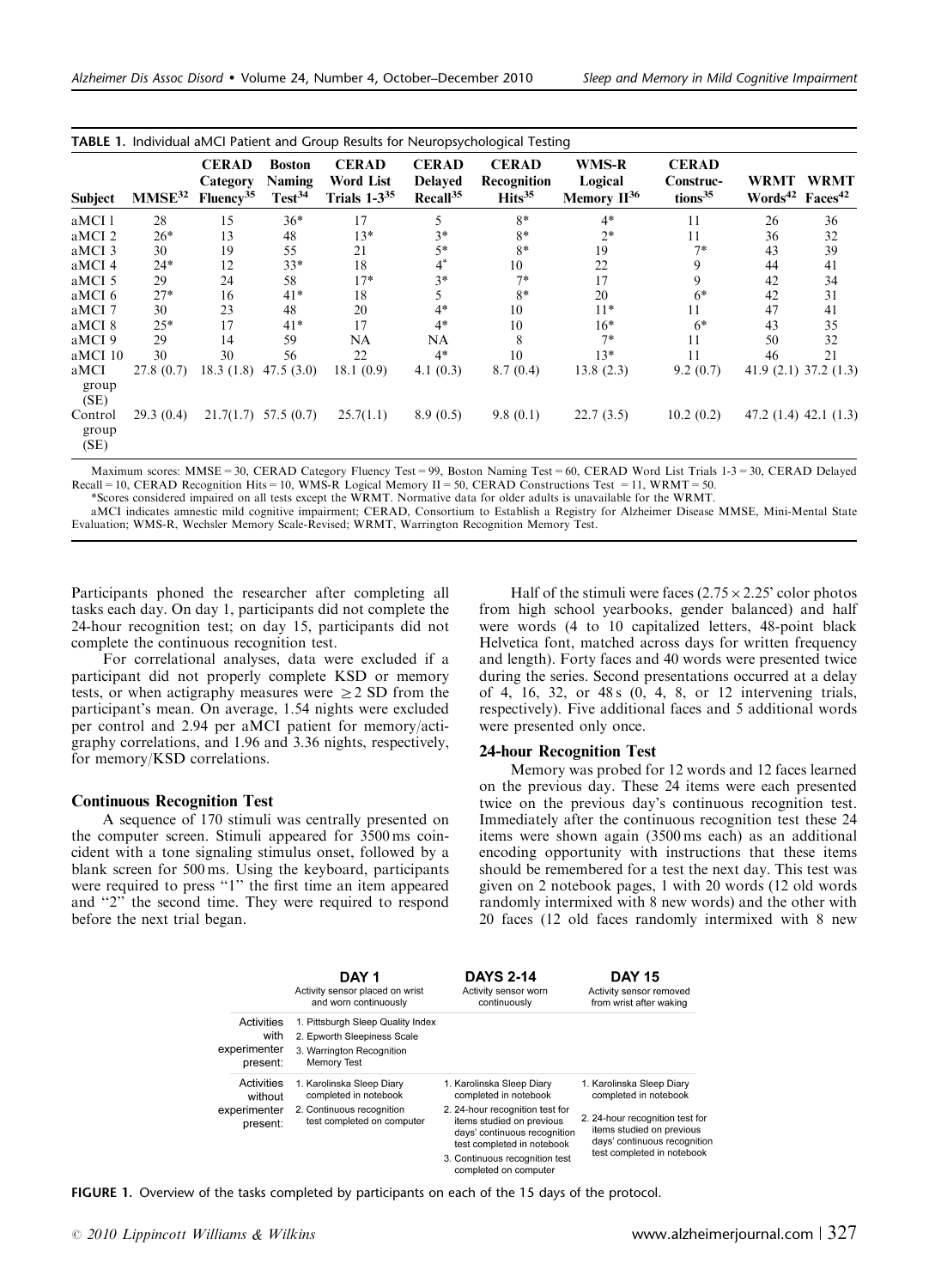**TABLE 1.** Individual aMCI Patient and Group Results for Neuropsychological Testing

| Subject | MMSE[32] | CERAD Category Fluency[35] | Boston Naming Test[34] | CERAD Word List Trials 1-3[35] | CERAD Delayed Recall[35] | CERAD Recognition Hits[35] | WMS-R Logical Memory II[36] | CERAD Constructions[35] | WRMT Words[42] | WRMT Faces[42] |
|---|---|---|---|---|---|---|---|---|---|---|
| aMCI 1 | 28 | 15 | 36* | 17 | 5 | 8* | 4* | 11 | 26 | 36 |
| aMCI 2 | 26* | 13 | 48 | 13* | 3* | 8* | 2* | 11 | 36 | 32 |
| aMCI 3 | 30 | 19 | 55 | 21 | 5* | 8* | 19 | 7* | 43 | 39 |
| aMCI 4 | 24* | 12 | 33* | 18 | 4* | 10 | 22 | 9 | 44 | 41 |
| aMCI 5 | 29 | 24 | 58 | 17* | 3* | 7* | 17 | 9 | 42 | 34 |
| aMCI 6 | 27* | 16 | 41* | 18 | 5 | 8* | 20 | 6* | 42 | 31 |
| aMCI 7 | 30 | 23 | 48 | 20 | 4* | 10 | 11* | 11 | 47 | 41 |
| aMCI 8 | 25* | 17 | 41* | 17 | 4* | 10 | 16* | 6* | 43 | 35 |
| aMCI 9 | 29 | 14 | 59 | NA | NA | 8 | 7* | 11 | 50 | 32 |
| aMCI 10 | 30 | 30 | 56 | 22 | 4* | 10 | 13* | 11 | 46 | 21 |
| aMCI group (SE) | 27.8 (0.7) | 18.3 (1.8) | 47.5 (3.0) | 18.1 (0.9) | 4.1 (0.3) | 8.7 (0.4) | 13.8 (2.3) | 9.2 (0.7) | 41.9 (2.1) | 37.2 (1.3) |
| Control group (SE) | 29.3 (0.4) | 21.7(1.7) | 57.5 (0.7) | 25.7(1.1) | 8.9 (0.5) | 9.8 (0.1) | 22.7 (3.5) | 10.2 (0.2) | 47.2 (1.4) | 42.1 (1.3) |

Maximum scores: MMSE = 30, CERAD Category Fluency Test = 99, Boston Naming Test = 60, CERAD Word List Trials 1-3 = 30, CERAD Delayed Recall = 10, CERAD Recognition Hits = 10, WMS-R Logical Memory II = 50, CERAD Constructions Test = 11, WRMT = 50.

*Scores considered impaired on all tests except the WRMT. Normative data for older adults is unavailable for the WRMT.

aMCI indicates amnestic mild cognitive impairment; CERAD, Consortium to Establish a Registry for Alzheimer Disease MMSE, Mini-Mental State Evaluation; WMS-R, Wechsler Memory Scale-Revised; WRMT, Warrington Recognition Memory Test.

Participants phoned the researcher after completing all tasks each day. On day 1, participants did not complete the 24-hour recognition test; on day 15, participants did not complete the continuous recognition test.

For correlational analyses, data were excluded if a participant did not properly complete KSD or memory tests, or when actigraphy measures were $\geq 2$ SD from the participant's mean. On average, 1.54 nights were excluded per control and 2.94 per aMCI patient for memory/actigraphy correlations, and 1.96 and 3.36 nights, respectively, for memory/KSD correlations.

### Continuous Recognition Test

A sequence of 170 stimuli was centrally presented on the computer screen. Stimuli appeared for 3500 ms coincident with a tone signaling stimulus onset, followed by a blank screen for 500 ms. Using the keyboard, participants were required to press "1" the first time an item appeared and "2" the second time. They were required to respond before the next trial began.

Half of the stimuli were faces ($2.75 \times 2.25'$ color photos from high school yearbooks, gender balanced) and half were words (4 to 10 capitalized letters, 48-point black Helvetica font, matched across days for written frequency and length). Forty faces and 40 words were presented twice during the series. Second presentations occurred at a delay of 4, 16, 32, or 48 s (0, 4, 8, or 12 intervening trials, respectively). Five additional faces and 5 additional words were presented only once.

### 24-hour Recognition Test

Memory was probed for 12 words and 12 faces learned on the previous day. These 24 items were each presented twice on the previous day's continuous recognition test. Immediately after the continuous recognition test these 24 items were shown again (3500 ms each) as an additional encoding opportunity with instructions that these items should be remembered for a test the next day. This test was given on 2 notebook pages, 1 with 20 words (12 old words randomly intermixed with 8 new words) and the other with 20 faces (12 old faces randomly intermixed with 8 new

| | DAY 1<br>Activity sensor placed on wrist and worn continuously | DAYS 2-14<br>Activity sensor worn continuously | DAY 15<br>Activity sensor removed from wrist after waking |
|---|---|---|---|
| Activities with experimenter present: | 1. Pittsburgh Sleep Quality Index<br>2. Epworth Sleepiness Scale<br>3. Warrington Recognition Memory Test | | |
| Activities without experimenter present: | 1. Karolinska Sleep Diary completed in notebook<br>2. Continuous recognition test completed on computer | 1. Karolinska Sleep Diary completed in notebook<br>2. 24-hour recognition test for items studied on previous days' continuous recognition test completed in notebook<br>3. Continuous recognition test completed on computer | 1. Karolinska Sleep Diary completed in notebook<br>2. 24-hour recognition test for items studied on previous days' continuous recognition test completed in notebook |

**FIGURE 1.** Overview of the tasks completed by participants on each of the 15 days of the protocol.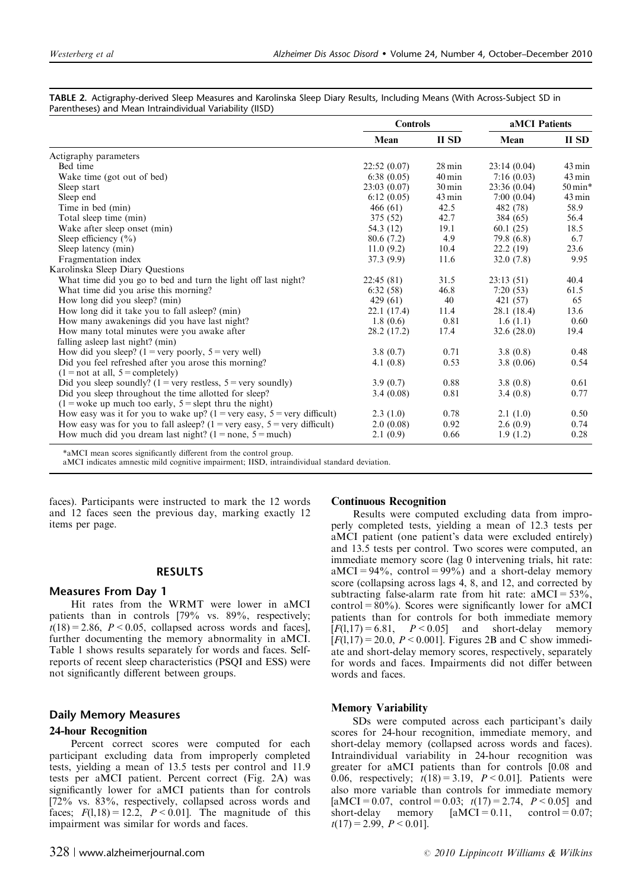**TABLE 2.** Actigraphy-derived Sleep Measures and Karolinska Sleep Diary Results, Including Means (With Across-Subject SD in Parentheses) and Mean Intraindividual Variability (IISD)

| | Controls | | aMCI Patients | |
|---|---|---|---|---|
| | Mean | II SD | Mean | II SD |
| Actigraphy parameters | | | | |
| Bed time | 22:52 (0.07) | 28 min | 23:14 (0.04) | 43 min |
| Wake time (got out of bed) | 6:38 (0.05) | 40 min | 7:16 (0.03) | 43 min |
| Sleep start | 23:03 (0.07) | 30 min | 23:36 (0.04) | 50 min* |
| Sleep end | 6:12 (0.05) | 43 min | 7:00 (0.04) | 43 min |
| Time in bed (min) | 466 (61) | 42.5 | 482 (78) | 58.9 |
| Total sleep time (min) | 375 (52) | 42.7 | 384 (65) | 56.4 |
| Wake after sleep onset (min) | 54.3 (12) | 19.1 | 60.1 (25) | 18.5 |
| Sleep efficiency (%) | 80.6 (7.2) | 4.9 | 79.8 (6.8) | 6.7 |
| Sleep latency (min) | 11.0 (9.2) | 10.4 | 22.2 (19) | 23.6 |
| Fragmentation index | 37.3 (9.9) | 11.6 | 32.0 (7.8) | 9.95 |
| Karolinska Sleep Diary Questions | | | | |
| What time did you go to bed and turn the light off last night? | 22:45 (81) | 31.5 | 23:13 (51) | 40.4 |
| What time did you arise this morning? | 6:32 (58) | 46.8 | 7:20 (53) | 61.5 |
| How long did you sleep? (min) | 429 (61) | 40 | 421 (57) | 65 |
| How long did it take you to fall asleep? (min) | 22.1 (17.4) | 11.4 | 28.1 (18.4) | 13.6 |
| How many awakenings did you have last night? | 1.8 (0.6) | 0.81 | 1.6 (1.1) | 0.60 |
| How many total minutes were you awake after falling asleep last night? (min) | 28.2 (17.2) | 17.4 | 32.6 (28.0) | 19.4 |
| How did you sleep? (1 = very poorly, 5 = very well) | 3.8 (0.7) | 0.71 | 3.8 (0.8) | 0.48 |
| Did you feel refreshed after you arose this morning? (1 = not at all, 5 = completely) | 4.1 (0.8) | 0.53 | 3.8 (0.06) | 0.54 |
| Did you sleep soundly? (1 = very restless, 5 = very soundly) | 3.9 (0.7) | 0.88 | 3.8 (0.8) | 0.61 |
| Did you sleep throughout the time allotted for sleep? (1 = woke up much too early, 5 = slept thru the night) | 3.4 (0.08) | 0.81 | 3.4 (0.8) | 0.77 |
| How easy was it for you to wake up? (1 = very easy, 5 = very difficult) | 2.3 (1.0) | 0.78 | 2.1 (1.0) | 0.50 |
| How easy was for you to fall asleep? (1 = very easy, 5 = very difficult) | 2.0 (0.08) | 0.92 | 2.6 (0.9) | 0.74 |
| How much did you dream last night? (1 = none, 5 = much) | 2.1 (0.9) | 0.66 | 1.9 (1.2) | 0.28 |

*aMCI mean scores significantly different from the control group.
aMCI indicates amnestic mild cognitive impairment; IISD, intraindividual standard deviation.

faces). Participants were instructed to mark the 12 words and 12 faces seen the previous day, marking exactly 12 items per page.

## RESULTS

### Measures From Day 1

Hit rates from the WRMT were lower in aMCI patients than in controls [79% vs. 89%, respectively; $t(18) = 2.86$, $P < 0.05$, collapsed across words and faces], further documenting the memory abnormality in aMCI. Table 1 shows results separately for words and faces. Self-reports of recent sleep characteristics (PSQI and ESS) were not significantly different between groups.

### Daily Memory Measures

#### 24-hour Recognition

Percent correct scores were computed for each participant excluding data from improperly completed tests, yielding a mean of 13.5 tests per control and 11.9 tests per aMCI patient. Percent correct (Fig. 2A) was significantly lower for aMCI patients than for controls [72% vs. 83%, respectively, collapsed across words and faces; $F(1,18) = 12.2$, $P < 0.01$]. The magnitude of this impairment was similar for words and faces.

#### Continuous Recognition

Results were computed excluding data from improperly completed tests, yielding a mean of 12.3 tests per aMCI patient (one patient's data were excluded entirely) and 13.5 tests per control. Two scores were computed, an immediate memory score (lag 0 intervening trials, hit rate: aMCI = 94%, control = 99%) and a short-delay memory score (collapsing across lags 4, 8, and 12, and corrected by subtracting false-alarm rate from hit rate: aMCI = 53%, control = 80%). Scores were significantly lower for aMCI patients than for controls for both immediate memory [$F(1,17) = 6.81$, $P < 0.05$] and short-delay memory [$F(1,17) = 20.0$, $P < 0.001$]. Figures 2B and C show immediate and short-delay memory scores, respectively, separately for words and faces. Impairments did not differ between words and faces.

#### Memory Variability

SDs were computed across each participant's daily scores for 24-hour recognition, immediate memory, and short-delay memory (collapsed across words and faces). Intraindividual variability in 24-hour recognition was greater for aMCI patients than for controls [0.08 and 0.06, respectively; $t(18) = 3.19$, $P < 0.01$]. Patients were also more variable than controls for immediate memory [aMCI = 0.07, control = 0.03; $t(17) = 2.74$, $P < 0.05$] and short-delay memory [aMCI = 0.11, control = 0.07; $t(17) = 2.99$, $P < 0.01$].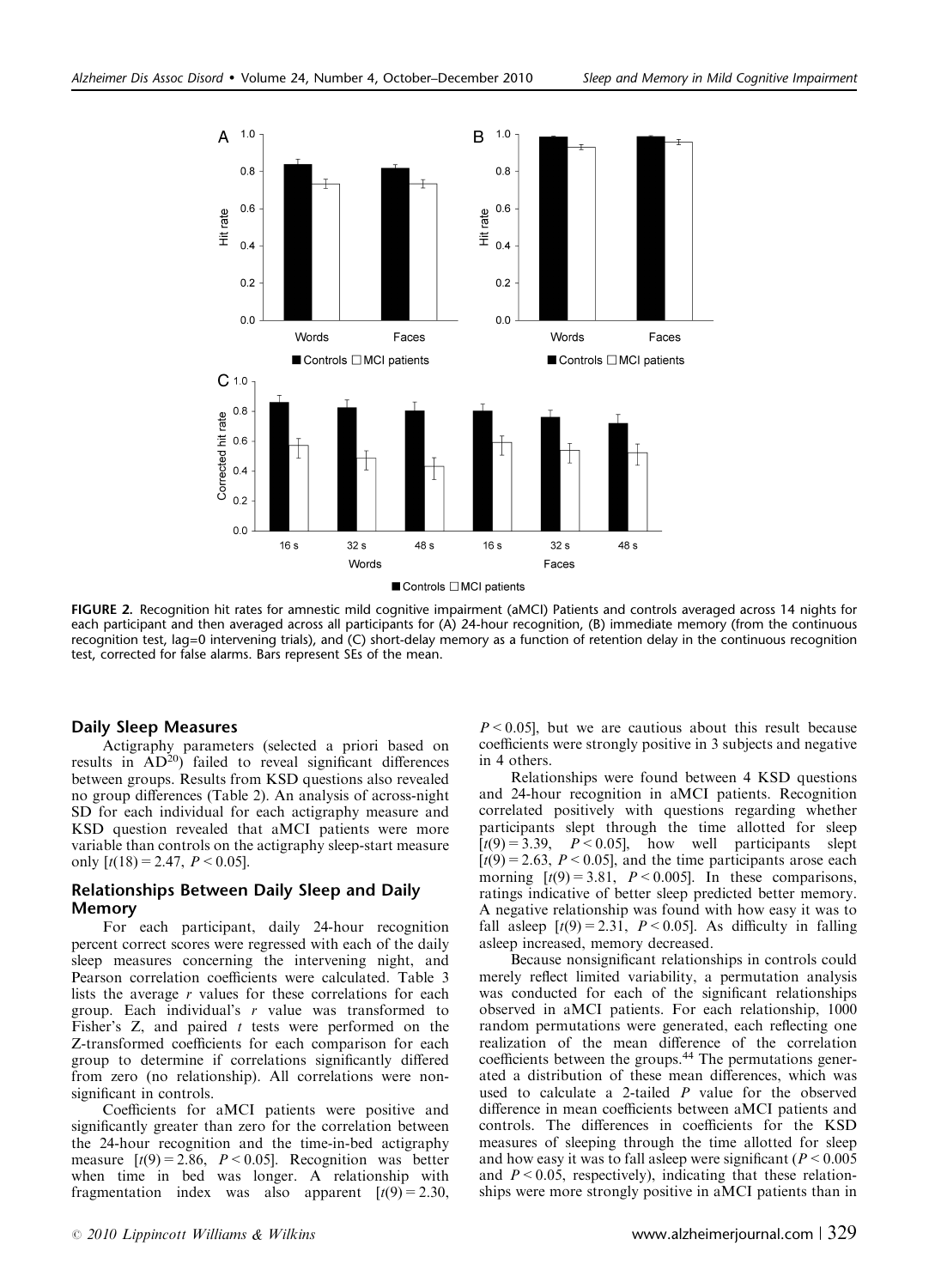FIGURE 2. Recognition hit rates for amnestic mild cognitive impairment (aMCI) Patients and controls averaged across 14 nights for each participant and then averaged across all participants for (A) 24-hour recognition, (B) immediate memory (from the continuous recognition test, lag=0 intervening trials), and (C) short-delay memory as a function of retention delay in the continuous recognition test, corrected for false alarms. Bars represent SEs of the mean.

### Daily Sleep Measures

Actigraphy parameters (selected a priori based on results in AD[20]) failed to reveal significant differences between groups. Results from KSD questions also revealed no group differences (Table 2). An analysis of across-night SD for each individual for each actigraphy measure and KSD question revealed that aMCI patients were more variable than controls on the actigraphy sleep-start measure only [$t(18) = 2.47$, $P < 0.05$].

### Relationships Between Daily Sleep and Daily Memory

For each participant, daily 24-hour recognition percent correct scores were regressed with each of the daily sleep measures concerning the intervening night, and Pearson correlation coefficients were calculated. Table 3 lists the average *r* values for these correlations for each group. Each individual's *r* value was transformed to Fisher's Z, and paired *t* tests were performed on the Z-transformed coefficients for each comparison for each group to determine if correlations significantly differed from zero (no relationship). All correlations were nonsignificant in controls.

Coefficients for aMCI patients were positive and significantly greater than zero for the correlation between the 24-hour recognition and the time-in-bed actigraphy measure [$t(9) = 2.86$, $P < 0.05$]. Recognition was better when time in bed was longer. A relationship with fragmentation index was also apparent [$t(9) = 2.30$, $P < 0.05$], but we are cautious about this result because coefficients were strongly positive in 3 subjects and negative in 4 others.

Relationships were found between 4 KSD questions and 24-hour recognition in aMCI patients. Recognition correlated positively with questions regarding whether participants slept through the time allotted for sleep [$t(9) = 3.39$, $P < 0.05$], how well participants slept [$t(9) = 2.63$, $P < 0.05$], and the time participants arose each morning [$t(9) = 3.81$, $P < 0.005$]. In these comparisons, ratings indicative of better sleep predicted better memory. A negative relationship was found with how easy it was to fall asleep [$t(9) = 2.31$, $P < 0.05$]. As difficulty in falling asleep increased, memory decreased.

Because nonsignificant relationships in controls could merely reflect limited variability, a permutation analysis was conducted for each of the significant relationships observed in aMCI patients. For each relationship, 1000 random permutations were generated, each reflecting one realization of the mean difference of the correlation coefficients between the groups.[44] The permutations generated a distribution of these mean differences, which was used to calculate a 2-tailed *P* value for the observed difference in mean coefficients between aMCI patients and controls. The differences in coefficients for the KSD measures of sleeping through the time allotted for sleep and how easy it was to fall asleep were significant ($P < 0.005$ and $P < 0.05$, respectively), indicating that these relationships were more strongly positive in aMCI patients than in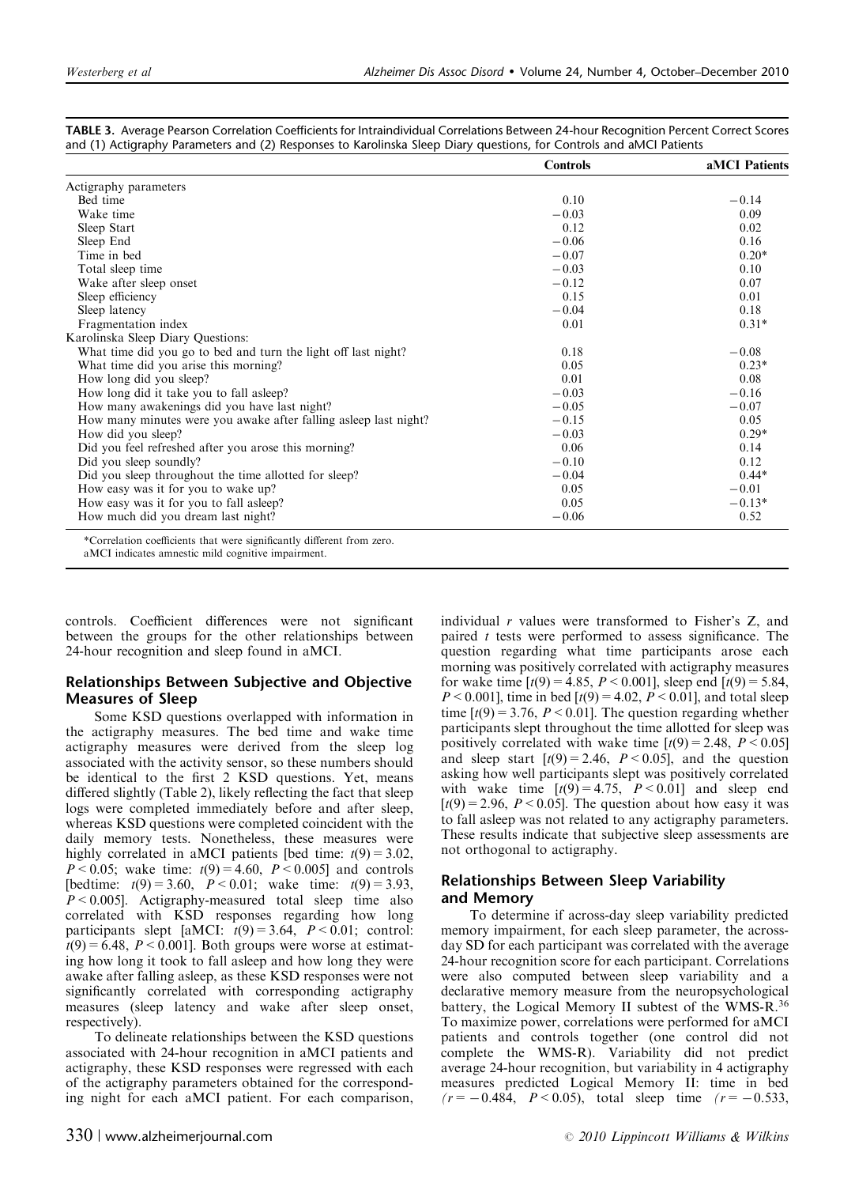**TABLE 3.** Average Pearson Correlation Coefficients for Intraindividual Correlations Between 24-hour Recognition Percent Correct Scores and (1) Actigraphy Parameters and (2) Responses to Karolinska Sleep Diary questions, for Controls and aMCI Patients

| | Controls | aMCI Patients |
|---|---|---|
| Actigraphy parameters | | |
| Bed time | 0.10 | −0.14 |
| Wake time | −0.03 | 0.09 |
| Sleep Start | 0.12 | 0.02 |
| Sleep End | −0.06 | 0.16 |
| Time in bed | −0.07 | 0.20* |
| Total sleep time | −0.03 | 0.10 |
| Wake after sleep onset | −0.12 | 0.07 |
| Sleep efficiency | 0.15 | 0.01 |
| Sleep latency | −0.04 | 0.18 |
| Fragmentation index | 0.01 | 0.31* |
| Karolinska Sleep Diary Questions: | | |
| What time did you go to bed and turn the light off last night? | 0.18 | −0.08 |
| What time did you arise this morning? | 0.05 | 0.23* |
| How long did you sleep? | 0.01 | 0.08 |
| How long did it take you to fall asleep? | −0.03 | −0.16 |
| How many awakenings did you have last night? | −0.05 | −0.07 |
| How many minutes were you awake after falling asleep last night? | −0.15 | 0.05 |
| How did you sleep? | −0.03 | 0.29* |
| Did you feel refreshed after you arose this morning? | 0.06 | 0.14 |
| Did you sleep soundly? | −0.10 | 0.12 |
| Did you sleep throughout the time allotted for sleep? | −0.04 | 0.44* |
| How easy was it for you to wake up? | 0.05 | −0.01 |
| How easy was it for you to fall asleep? | 0.05 | −0.13* |
| How much did you dream last night? | −0.06 | 0.52 |

*Correlation coefficients that were significantly different from zero.
aMCI indicates amnestic mild cognitive impairment.

controls. Coefficient differences were not significant between the groups for the other relationships between 24-hour recognition and sleep found in aMCI.

## Relationships Between Subjective and Objective Measures of Sleep

Some KSD questions overlapped with information in the actigraphy measures. The bed time and wake time actigraphy measures were derived from the sleep log associated with the activity sensor, so these numbers should be identical to the first 2 KSD questions. Yet, means differed slightly (Table 2), likely reflecting the fact that sleep logs were completed immediately before and after sleep, whereas KSD questions were completed coincident with the daily memory tests. Nonetheless, these measures were highly correlated in aMCI patients [bed time: $t(9) = 3.02$, $P < 0.05$; wake time: $t(9) = 4.60$, $P < 0.005$] and controls [bedtime: $t(9) = 3.60$, $P < 0.01$; wake time: $t(9) = 3.93$, $P < 0.005$]. Actigraphy-measured total sleep time also correlated with KSD responses regarding how long participants slept [aMCI: $t(9) = 3.64$, $P < 0.01$; control: $t(9) = 6.48$, $P < 0.001$]. Both groups were worse at estimating how long it took to fall asleep and how long they were awake after falling asleep, as these KSD responses were not significantly correlated with corresponding actigraphy measures (sleep latency and wake after sleep onset, respectively).

To delineate relationships between the KSD questions associated with 24-hour recognition in aMCI patients and actigraphy, these KSD responses were regressed with each of the actigraphy parameters obtained for the corresponding night for each aMCI patient. For each comparison, individual $r$ values were transformed to Fisher's Z, and paired $t$ tests were performed to assess significance. The question regarding what time participants arose each morning was positively correlated with actigraphy measures for wake time [$t(9) = 4.85$, $P < 0.001$], sleep end [$t(9) = 5.84$, $P < 0.001$], time in bed [$t(9) = 4.02$, $P < 0.01$], and total sleep time [$t(9) = 3.76$, $P < 0.01$]. The question regarding whether participants slept throughout the time allotted for sleep was positively correlated with wake time [$t(9) = 2.48$, $P < 0.05$] and sleep start [$t(9) = 2.46$, $P < 0.05$], and the question asking how well participants slept was positively correlated with wake time [$t(9) = 4.75$, $P < 0.01$] and sleep end [$t(9) = 2.96$, $P < 0.05$]. The question about how easy it was to fall asleep was not related to any actigraphy parameters. These results indicate that subjective sleep assessments are not orthogonal to actigraphy.

## Relationships Between Sleep Variability and Memory

To determine if across-day sleep variability predicted memory impairment, for each sleep parameter, the across-day SD for each participant was correlated with the average 24-hour recognition score for each participant. Correlations were also computed between sleep variability and a declarative memory measure from the neuropsychological battery, the Logical Memory II subtest of the WMS-R.[36] To maximize power, correlations were performed for aMCI patients and controls together (one control did not complete the WMS-R). Variability did not predict average 24-hour recognition, but variability in 4 actigraphy measures predicted Logical Memory II: time in bed ($r = -0.484$, $P < 0.05$), total sleep time ($r = -0.533$,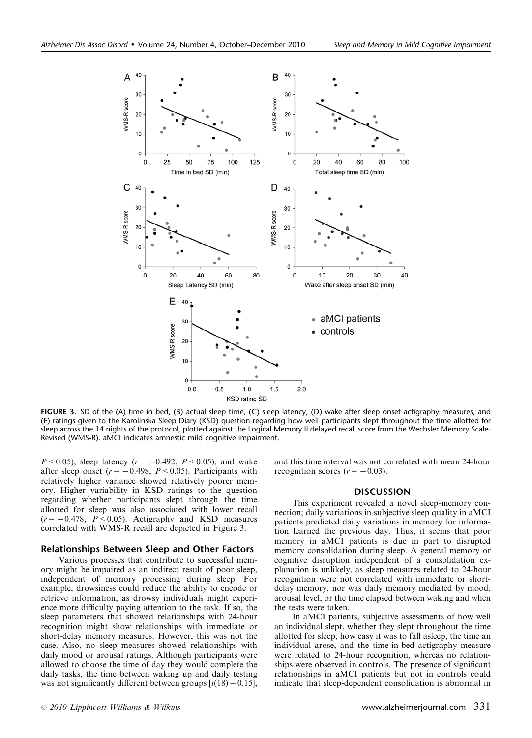FIGURE 3. SD of the (A) time in bed, (B) actual sleep time, (C) sleep latency, (D) wake after sleep onset actigraphy measures, and (E) ratings given to the Karolinska Sleep Diary (KSD) question regarding how well participants slept throughout the time allotted for sleep across the 14 nights of the protocol, plotted against the Logical Memory II delayed recall score from the Wechsler Memory Scale-Revised (WMS-R). aMCI indicates amnestic mild cognitive impairment.

$P < 0.05$), sleep latency ($r = -0.492$, $P < 0.05$), and wake after sleep onset ($r = -0.498$, $P < 0.05$). Participants with relatively higher variance showed relatively poorer memory. Higher variability in KSD ratings to the question regarding whether participants slept through the time allotted for sleep was also associated with lower recall ($r = -0.478$, $P < 0.05$). Actigraphy and KSD measures correlated with WMS-R recall are depicted in Figure 3.

### Relationships Between Sleep and Other Factors

Various processes that contribute to successful memory might be impaired as an indirect result of poor sleep, independent of memory processing during sleep. For example, drowsiness could reduce the ability to encode or retrieve information, as drowsy individuals might experience more difficulty paying attention to the task. If so, the sleep parameters that showed relationships with 24-hour recognition might show relationships with immediate or short-delay memory measures. However, this was not the case. Also, no sleep measures showed relationships with daily mood or arousal ratings. Although participants were allowed to choose the time of day they would complete the daily tasks, the time between waking up and daily testing was not significantly different between groups [$t(18) = 0.15$], and this time interval was not correlated with mean 24-hour recognition scores ($r = -0.03$).

## DISCUSSION

This experiment revealed a novel sleep-memory connection; daily variations in subjective sleep quality in aMCI patients predicted daily variations in memory for information learned the previous day. Thus, it seems that poor memory in aMCI patients is due in part to disrupted memory consolidation during sleep. A general memory or cognitive disruption independent of a consolidation explanation is unlikely, as sleep measures related to 24-hour recognition were not correlated with immediate or short-delay memory, nor was daily memory mediated by mood, arousal level, or the time elapsed between waking and when the tests were taken.

In aMCI patients, subjective assessments of how well an individual slept, whether they slept throughout the time allotted for sleep, how easy it was to fall asleep, the time an individual arose, and the time-in-bed actigraphy measure were related to 24-hour recognition, whereas no relationships were observed in controls. The presence of significant relationships in aMCI patients but not in controls could indicate that sleep-dependent consolidation is abnormal in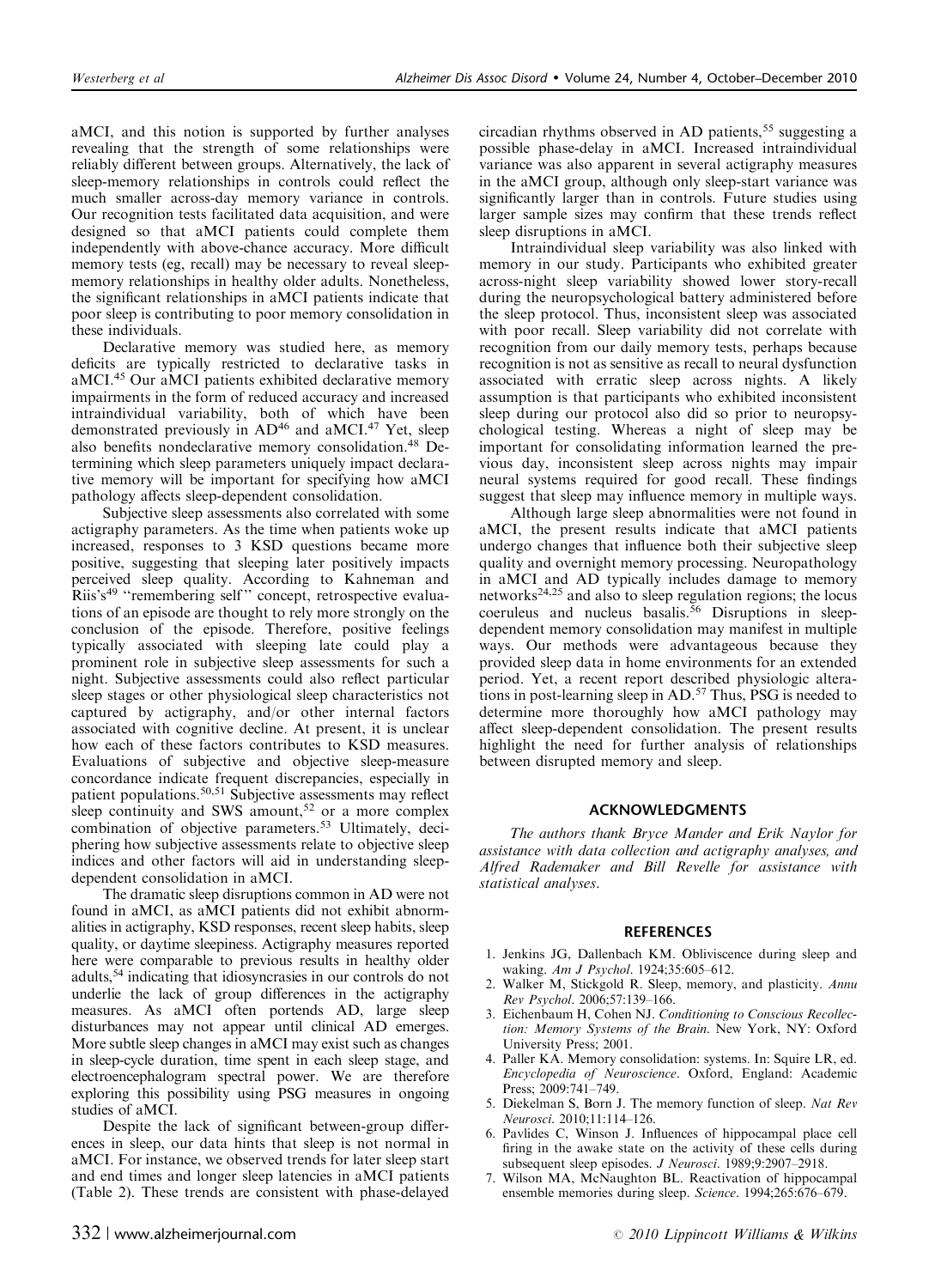aMCI, and this notion is supported by further analyses revealing that the strength of some relationships were reliably different between groups. Alternatively, the lack of sleep-memory relationships in controls could reflect the much smaller across-day memory variance in controls. Our recognition tests facilitated data acquisition, and were designed so that aMCI patients could complete them independently with above-chance accuracy. More difficult memory tests (eg, recall) may be necessary to reveal sleep-memory relationships in healthy older adults. Nonetheless, the significant relationships in aMCI patients indicate that poor sleep is contributing to poor memory consolidation in these individuals.

Declarative memory was studied here, as memory deficits are typically restricted to declarative tasks in aMCI.[45] Our aMCI patients exhibited declarative memory impairments in the form of reduced accuracy and increased intraindividual variability, both of which have been demonstrated previously in AD[46] and aMCI.[47] Yet, sleep also benefits nondeclarative memory consolidation.[48] Determining which sleep parameters uniquely impact declarative memory will be important for specifying how aMCI pathology affects sleep-dependent consolidation.

Subjective sleep assessments also correlated with some actigraphy parameters. As the time when patients woke up increased, responses to 3 KSD questions became more positive, suggesting that sleeping later positively impacts perceived sleep quality. According to Kahneman and Riis's[49] "remembering self" concept, retrospective evaluations of an episode are thought to rely more strongly on the conclusion of the episode. Therefore, positive feelings typically associated with sleeping late could play a prominent role in subjective sleep assessments for such a night. Subjective assessments could also reflect particular sleep stages or other physiological sleep characteristics not captured by actigraphy, and/or other internal factors associated with cognitive decline. At present, it is unclear how each of these factors contributes to KSD measures. Evaluations of subjective and objective sleep-measure concordance indicate frequent discrepancies, especially in patient populations.[50,51] Subjective assessments may reflect sleep continuity and SWS amount,[52] or a more complex combination of objective parameters.[53] Ultimately, deciphering how subjective assessments relate to objective sleep indices and other factors will aid in understanding sleep-dependent consolidation in aMCI.

The dramatic sleep disruptions common in AD were not found in aMCI, as aMCI patients did not exhibit abnormalities in actigraphy, KSD responses, recent sleep habits, sleep quality, or daytime sleepiness. Actigraphy measures reported here were comparable to previous results in healthy older adults,[54] indicating that idiosyncrasies in our controls do not underlie the lack of group differences in the actigraphy measures. As aMCI often portends AD, large sleep disturbances may not appear until clinical AD emerges. More subtle sleep changes in aMCI may exist such as changes in sleep-cycle duration, time spent in each sleep stage, and electroencephalogram spectral power. We are therefore exploring this possibility using PSG measures in ongoing studies of aMCI.

Despite the lack of significant between-group differences in sleep, our data hints that sleep is not normal in aMCI. For instance, we observed trends for later sleep start and end times and longer sleep latencies in aMCI patients (Table 2). These trends are consistent with phase-delayed circadian rhythms observed in AD patients,[55] suggesting a possible phase-delay in aMCI. Increased intraindividual variance was also apparent in several actigraphy measures in the aMCI group, although only sleep-start variance was significantly larger than in controls. Future studies using larger sample sizes may confirm that these trends reflect sleep disruptions in aMCI.

Intraindividual sleep variability was also linked with memory in our study. Participants who exhibited greater across-night sleep variability showed lower story-recall during the neuropsychological battery administered before the sleep protocol. Thus, inconsistent sleep was associated with poor recall. Sleep variability did not correlate with recognition from our daily memory tests, perhaps because recognition is not as sensitive as recall to neural dysfunction associated with erratic sleep across nights. A likely assumption is that participants who exhibited inconsistent sleep during our protocol also did so prior to neuropsychological testing. Whereas a night of sleep may be important for consolidating information learned the previous day, inconsistent sleep across nights may impair neural systems required for good recall. These findings suggest that sleep may influence memory in multiple ways.

Although large sleep abnormalities were not found in aMCI, the present results indicate that aMCI patients undergo changes that influence both their subjective sleep quality and overnight memory processing. Neuropathology in aMCI and AD typically includes damage to memory networks[24,25] and also to sleep regulation regions; the locus coeruleus and nucleus basalis.[56] Disruptions in sleep-dependent memory consolidation may manifest in multiple ways. Our methods were advantageous because they provided sleep data in home environments for an extended period. Yet, a recent report described physiologic alterations in post-learning sleep in AD.[57] Thus, PSG is needed to determine more thoroughly how aMCI pathology may affect sleep-dependent consolidation. The present results highlight the need for further analysis of relationships between disrupted memory and sleep.

## ACKNOWLEDGMENTS

*The authors thank Bryce Mander and Erik Naylor for assistance with data collection and actigraphy analyses, and Alfred Rademaker and Bill Revelle for assistance with statistical analyses.*

## REFERENCES

1. Jenkins JG, Dallenbach KM. Obliviscence during sleep and waking. *Am J Psychol*. 1924;35:605–612.
2. Walker M, Stickgold R. Sleep, memory, and plasticity. *Annu Rev Psychol*. 2006;57:139–166.
3. Eichenbaum H, Cohen NJ. *Conditioning to Conscious Recollection: Memory Systems of the Brain*. New York, NY: Oxford University Press; 2001.
4. Paller KA. Memory consolidation: systems. In: Squire LR, ed. *Encyclopedia of Neuroscience*. Oxford, England: Academic Press; 2009:741–749.
5. Diekelman S, Born J. The memory function of sleep. *Nat Rev Neurosci*. 2010;11:114–126.
6. Pavlides C, Winson J. Influences of hippocampal place cell firing in the awake state on the activity of these cells during subsequent sleep episodes. *J Neurosci*. 1989;9:2907–2918.
7. Wilson MA, McNaughton BL. Reactivation of hippocampal ensemble memories during sleep. *Science*. 1994;265:676–679.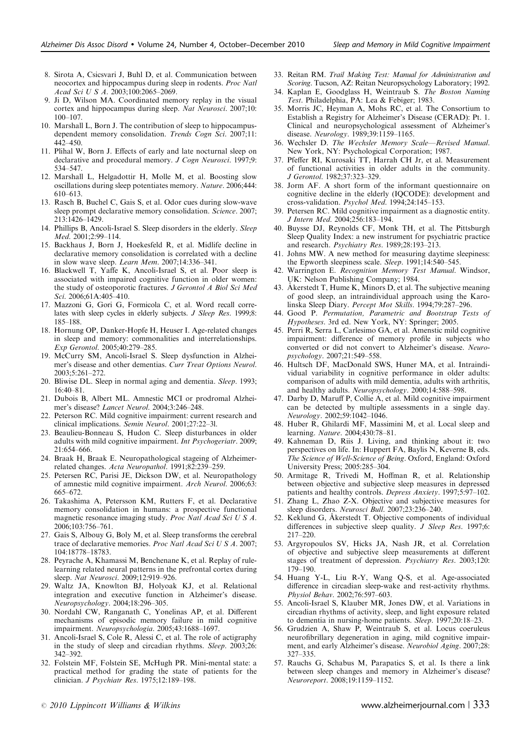8. Sirota A, Csicsvari J, Buhl D, et al. Communication between neocortex and hippocampus during sleep in rodents. *Proc Natl Acad Sci U S A*. 2003;100:2065–2069.
9. Ji D, Wilson MA. Coordinated memory replay in the visual cortex and hippocampus during sleep. *Nat Neurosci*. 2007;10: 100–107.
10. Marshall L, Born J. The contribution of sleep to hippocampus-dependent memory consolidation. *Trends Cogn Sci*. 2007;11: 442–450.
11. Plihal W, Born J. Effects of early and late nocturnal sleep on declarative and procedural memory. *J Cogn Neurosci*. 1997;9: 534–547.
12. Marshall L, Helgadottir H, Molle M, et al. Boosting slow oscillations during sleep potentiates memory. *Nature*. 2006;444: 610–613.
13. Rasch B, Buchel C, Gais S, et al. Odor cues during slow-wave sleep prompt declarative memory consolidation. *Science*. 2007; 213:1426–1429.
14. Phillips B, Ancoli-Israel S. Sleep disorders in the elderly. *Sleep Med*. 2001;2:99–114.
15. Backhaus J, Born J, Hoekesfeld R, et al. Midlife decline in declarative memory consolidation is correlated with a decline in slow wave sleep. *Learn Mem*. 2007;14:336–341.
16. Blackwell T, Yaffe K, Ancoli-Israel S, et al. Poor sleep is associated with impaired cognitive function in older women: the study of osteoporotic fractures. *J Gerontol A Biol Sci Med Sci*. 2006;61A:405–410.
17. Mazzoni G, Gori G, Formicola C, et al. Word recall correlates with sleep cycles in elderly subjects. *J Sleep Res*. 1999;8: 185–188.
18. Hornung OP, Danker-Hopfe H, Heuser I. Age-related changes in sleep and memory: commonalities and interrelationships. *Exp Gerontol*. 2005;40:279–285.
19. McCurry SM, Ancoli-Israel S. Sleep dysfunction in Alzheimer's disease and other dementias. *Curr Treat Options Neurol*. 2003;5:261–272.
20. Bliwise DL. Sleep in normal aging and dementia. *Sleep*. 1993; 16:40–81.
21. Dubois B, Albert ML. Amnestic MCI or prodromal Alzheimer's disease? *Lancet Neurol*. 2004;3:246–248.
22. Peterson RC. Mild cognitive impairment: current research and clinical implications. *Semin Neurol*. 2001;27:22–3l.
23. Beaulieu-Bonneau S, Hudon C. Sleep disturbances in older adults with mild cognitive impairment. *Int Psychogeriatr*. 2009; 21:654–666.
24. Braak H, Braak E. Neuropathological stageing of Alzheimer-related changes. *Acta Neuropathol*. 1991;82:239–259.
25. Petersen RC, Parisi JE, Dickson DW, et al. Neuropathology of amnestic mild cognitive impairment. *Arch Neurol*. 2006;63: 665–672.
26. Takashima A, Petersson KM, Rutters F, et al. Declarative memory consolidation in humans: a prospective functional magnetic resonance imaging study. *Proc Natl Acad Sci U S A*. 2006;103:756–761.
27. Gais S, Albouy G, Boly M, et al. Sleep transforms the cerebral trace of declarative memories. *Proc Natl Acad Sci U S A*. 2007; 104:18778–18783.
28. Peyrache A, Khamassi M, Benchenane K, et al. Replay of rule-learning related neural patterns in the prefrontal cortex during sleep. *Nat Neurosci*. 2009;12:919–926.
29. Waltz JA, Knowlton BJ, Holyoak KJ, et al. Relational integration and executive function in Alzheimer's disease. *Neuropsychology*. 2004;18:296–305.
30. Nordahl CW, Ranganath C, Yonelinas AP, et al. Different mechanisms of episodic memory failure in mild cognitive impairment. *Neuropsychologia*. 2005;43:1688–1697.
31. Ancoli-Israel S, Cole R, Alessi C, et al. The role of actigraphy in the study of sleep and circadian rhythms. *Sleep*. 2003;26: 342–392.
32. Folstein MF, Folstein SE, McHugh PR. Mini-mental state: a practical method for grading the state of patients for the clinician. *J Psychiatr Res*. 1975;12:189–198.
33. Reitan RM. *Trail Making Test: Manual for Administration and Scoring*. Tucson, AZ: Reitan Neuropsychology Laboratory; 1992.
34. Kaplan E, Goodglass H, Weintraub S. *The Boston Naming Test*. Philadelphia, PA: Lea & Febiger; 1983.
35. Morris JC, Heyman A, Mohs RC, et al. The Consortium to Establish a Registry for Alzheimer's Disease (CERAD): Pt. 1. Clinical and neuropsychological assessment of Alzheimer's disease. *Neurology*. 1989;39:1159–1165.
36. Wechsler D. *The Wechsler Memory Scale—Revised Manual*. New York, NY: Psychological Corporation; 1987.
37. Pfeffer RI, Kurosaki TT, Harrah CH Jr, et al. Measurement of functional activities in older adults in the community. *J Gerontol*. 1982;37:323–329.
38. Jorm AF. A short form of the informant questionnaire on cognitive decline in the elderly (IQCODE): development and cross-validation. *Psychol Med*. 1994;24:145–153.
39. Petersen RC. Mild cognitive impairment as a diagnostic entity. *J Intern Med*. 2004;256:183–194.
40. Buysse DJ, Reynolds CF, Monk TH, et al. The Pittsburgh Sleep Quality Index: a new instrument for psychiatric practice and research. *Psychiatry Res*. 1989;28:193–213.
41. Johns MW. A new method for measuring daytime sleepiness: the Epworth sleepiness scale. *Sleep*. 1991;14:540–545.
42. Warrington E. *Recognition Memory Test Manual*. Windsor, UK: Nelson Publishing Company; 1984.
43. Åkerstedt T, Hume K, Minors D, et al. The subjective meaning of good sleep, an intraindividual approach using the Karolinska Sleep Diary. *Percept Mot Skills*. 1994;79:287–296.
44. Good P. *Permutation, Parametric and Bootstrap Tests of Hypotheses*. 3rd ed. New York, NY: Springer; 2005.
45. Perri R, Serra L, Carlesimo GA, et al. Amnestic mild cognitive impairment: difference of memory profile in subjects who converted or did not convert to Alzheimer's disease. *Neuropsychology*. 2007;21:549–558.
46. Hultsch DF, MacDonald SWS, Huner MA, et al. Intraindividual variability in cognitive performance in older adults: comparison of adults with mild dementia, adults with arthritis, and healthy adults. *Neuropsychology*. 2000;14:588–598.
47. Darby D, Maruff P, Collie A, et al. Mild cognitive impairment can be detected by multiple assessments in a single day. *Neurology*. 2002;59:1042–1046.
48. Huber R, Ghilardi MF, Massimini M, et al. Local sleep and learning. *Nature*. 2004;430:78–81.
49. Kahneman D, Riis J. Living, and thinking about it: two perspectives on life. In: Huppert FA, Baylis N, Keverne B, eds. *The Science of Well-Science of Being*. Oxford, England: Oxford University Press; 2005:285–304.
50. Armitage R, Trivedi M, Hoffman R, et al. Relationship between objective and subjective sleep measures in depressed patients and healthy controls. *Depress Anxiety*. 1997;5:97–102.
51. Zhang L, Zhao Z-X. Objective and subjective measures for sleep disorders. *Neurosci Bull*. 2007;23:236–240.
52. Keklund G, Åkerstedt T. Objective components of individual differences in subjective sleep quality. *J Sleep Res*. 1997;6: 217–220.
53. Argyropoulos SV, Hicks JA, Nash JR, et al. Correlation of objective and subjective sleep measurements at different stages of treatment of depression. *Psychiatry Res*. 2003;120: 179–190.
54. Huang Y-L, Liu R-Y, Wang Q-S, et al. Age-associated difference in circadian sleep-wake and rest-activity rhythms. *Physiol Behav*. 2002;76:597–603.
55. Ancoli-Israel S, Klauber MR, Jones DW, et al. Variations in circadian rhythms of activity, sleep, and light exposure related to dementia in nursing-home patients. *Sleep*. 1997;20:18–23.
56. Grudzien A, Shaw P, Weintraub S, et al. Locus coeruleus neurofibrillary degeneration in aging, mild cognitive impairment, and early Alzheimer's disease. *Neurobiol Aging*. 2007;28: 327–335.
57. Rauchs G, Schabus M, Parapatics S, et al. Is there a link between sleep changes and memory in Alzheimer's disease? *Neuroreport*. 2008;19:1159–1152.